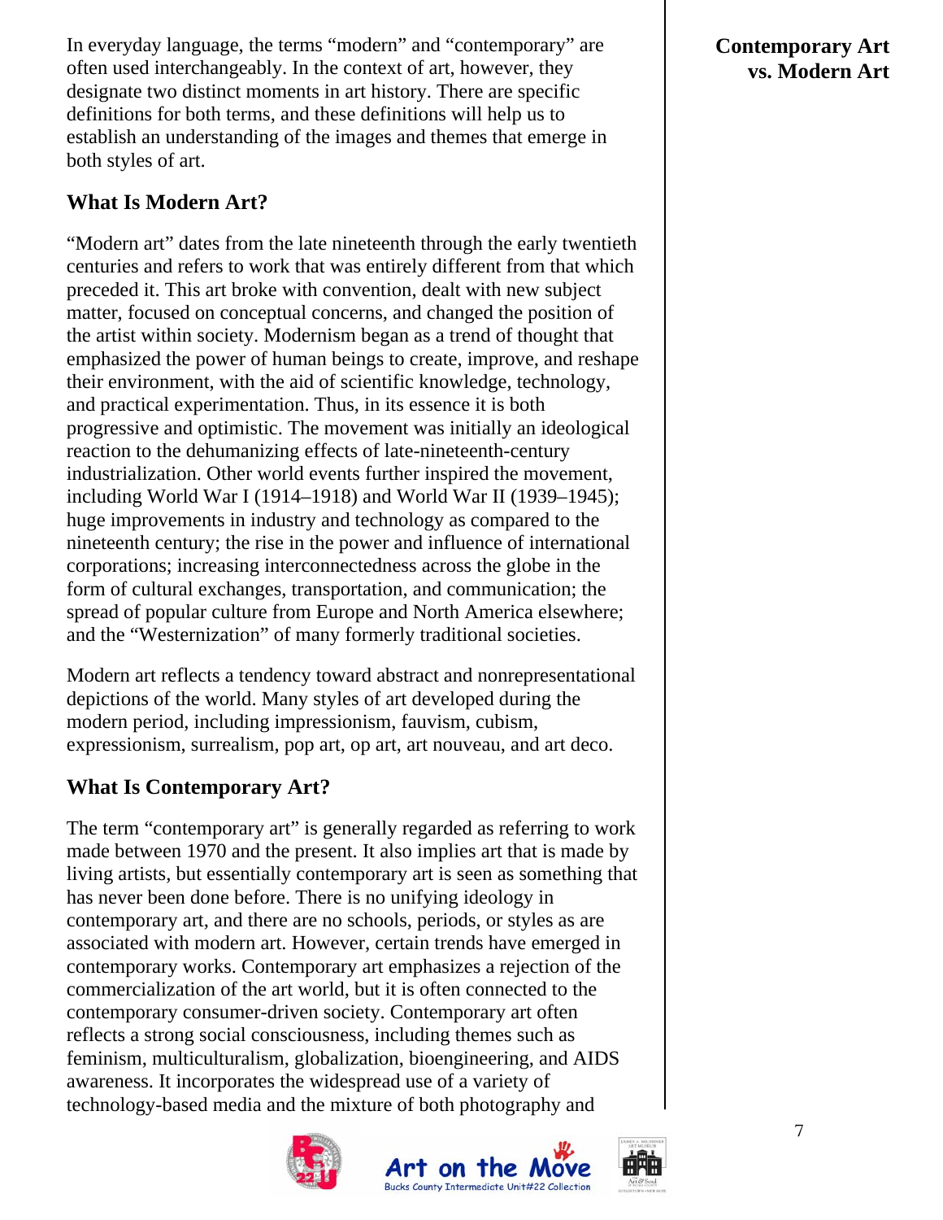## Contemporary Art vs. Modern Art

In everyday language, the terms "modern" and "contemporary" are often used interchangeably. In the context of art, however, they designate two distinct moments in art history. There are specific definitions for both terms, and these definitions will help us to establish an understanding of the images and themes that emerge in both styles of art.

### What Is Modern Art?

"Modern art" dates from the late nineteenth through the early twentieth centuries and refers to work that was entirely different from that which preceded it. This art broke with convention, dealt with new subject matter, focused on conceptual concerns, and changed the position of the artist within society. Modernism began as a trend of thought that emphasized the power of human beings to create, improve, and reshape their environment, with the aid of scientific knowledge, technology, and practical experimentation. Thus, in its essence it is both progressive and optimistic. The movement was initially an ideological reaction to the dehumanizing effects of late-nineteenth-century industrialization. Other world events further inspired the movement, including World War I (1914–1918) and World War II (1939–1945); huge improvements in industry and technology as compared to the nineteenth century; the rise in the power and influence of international corporations; increasing interconnectedness across the globe in the form of cultural exchanges, transportation, and communication; the spread of popular culture from Europe and North America elsewhere; and the "Westernization" of many formerly traditional societies.

Modern art reflects a tendency toward abstract and nonrepresentational depictions of the world. Many styles of art developed during the modern period, including impressionism, fauvism, cubism, expressionism, surrealism, pop art, op art, art nouveau, and art deco.

### What Is Contemporary Art?

The term "contemporary art" is generally regarded as referring to work made between 1970 and the present. It also implies art that is made by living artists, but essentially contemporary art is seen as something that has never been done before. There is no unifying ideology in contemporary art, and there are no schools, periods, or styles as are associated with modern art. However, certain trends have emerged in contemporary works. Contemporary art emphasizes a rejection of the commercialization of the art world, but it is often connected to the contemporary consumer-driven society. Contemporary art often reflects a strong social consciousness, including themes such as feminism, multiculturalism, globalization, bioengineering, and AIDS awareness. It incorporates the widespread use of a variety of technology-based media and the mixture of both photography and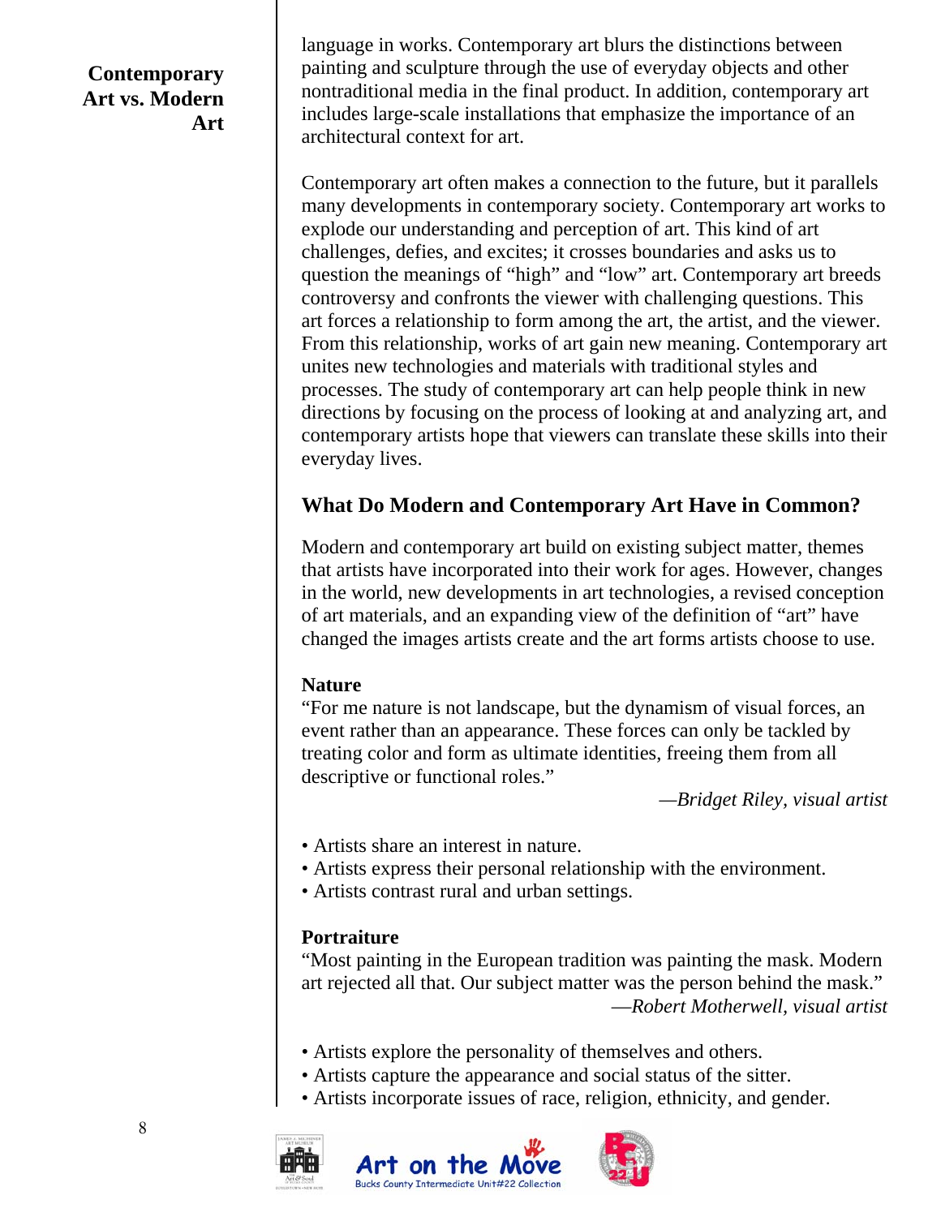language in works. Contemporary art blurs the distinctions between painting and sculpture through the use of everyday objects and other nontraditional media in the final product. In addition, contemporary art includes large-scale installations that emphasize the importance of an architectural context for art.

Contemporary art often makes a connection to the future, but it parallels many developments in contemporary society. Contemporary art works to explode our understanding and perception of art. This kind of art challenges, defies, and excites; it crosses boundaries and asks us to question the meanings of "high" and "low" art. Contemporary art breeds controversy and confronts the viewer with challenging questions. This art forces a relationship to form among the art, the artist, and the viewer. From this relationship, works of art gain new meaning. Contemporary art unites new technologies and materials with traditional styles and processes. The study of contemporary art can help people think in new directions by focusing on the process of looking at and analyzing art, and contemporary artists hope that viewers can translate these skills into their everyday lives.

## What Do Modern and Contemporary Art Have in Common?

Modern and contemporary art build on existing subject matter, themes that artists have incorporated into their work for ages. However, changes in the world, new developments in art technologies, a revised conception of art materials, and an expanding view of the definition of "art" have changed the images artists create and the art forms artists choose to use.

### Nature

"For me nature is not landscape, but the dynamism of visual forces, an event rather than an appearance. These forces can only be tackled by treating color and form as ultimate identities, freeing them from all descriptive or functional roles."

*—Bridget Riley, visual artist*

- Artists share an interest in nature.
- Artists express their personal relationship with the environment.
- Artists contrast rural and urban settings.

### Portraiture

"Most painting in the European tradition was painting the mask. Modern art rejected all that. Our subject matter was the person behind the mask."

*—Robert Motherwell, visual artist*

- Artists explore the personality of themselves and others.
- Artists capture the appearance and social status of the sitter.
- Artists incorporate issues of race, religion, ethnicity, and gender.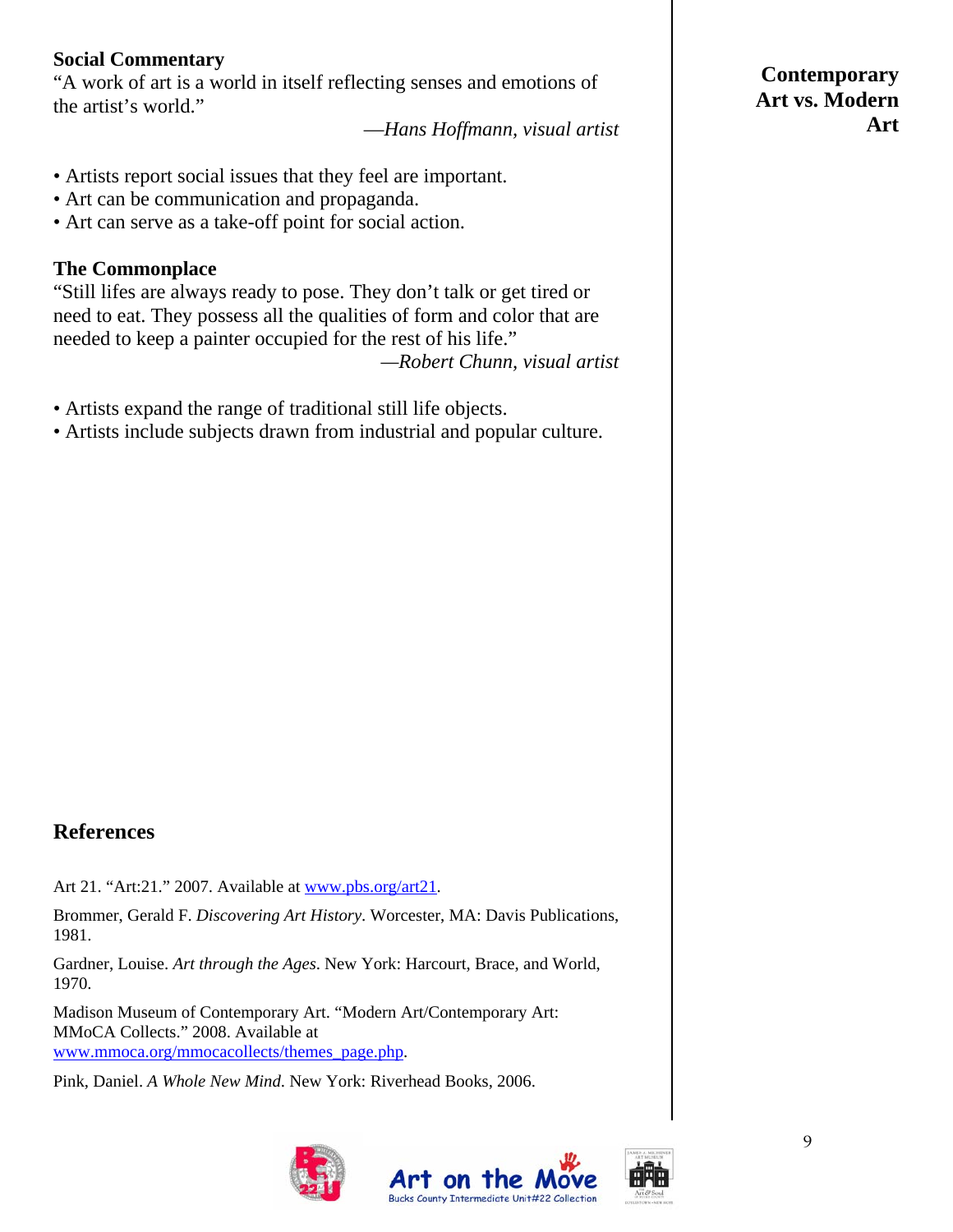### Social Commentary

"A work of art is a world in itself reflecting senses and emotions of the artist's world."

—*Hans Hoffmann, visual artist*

- Artists report social issues that they feel are important.
- Art can be communication and propaganda.
- Art can serve as a take-off point for social action.

### The Commonplace

"Still lifes are always ready to pose. They don't talk or get tired or need to eat. They possess all the qualities of form and color that are needed to keep a painter occupied for the rest of his life."

—*Robert Chunn, visual artist*

- Artists expand the range of traditional still life objects.
- Artists include subjects drawn from industrial and popular culture.

## References

Art 21. "Art:21." 2007. Available at www.pbs.org/art21.

Brommer, Gerald F. *Discovering Art History*. Worcester, MA: Davis Publications, 1981.

Gardner, Louise. *Art through the Ages*. New York: Harcourt, Brace, and World, 1970.

Madison Museum of Contemporary Art. "Modern Art/Contemporary Art: MMoCA Collects." 2008. Available at www.mmoca.org/mmocacollects/themes_page.php.

Pink, Daniel. *A Whole New Mind*. New York: Riverhead Books, 2006.